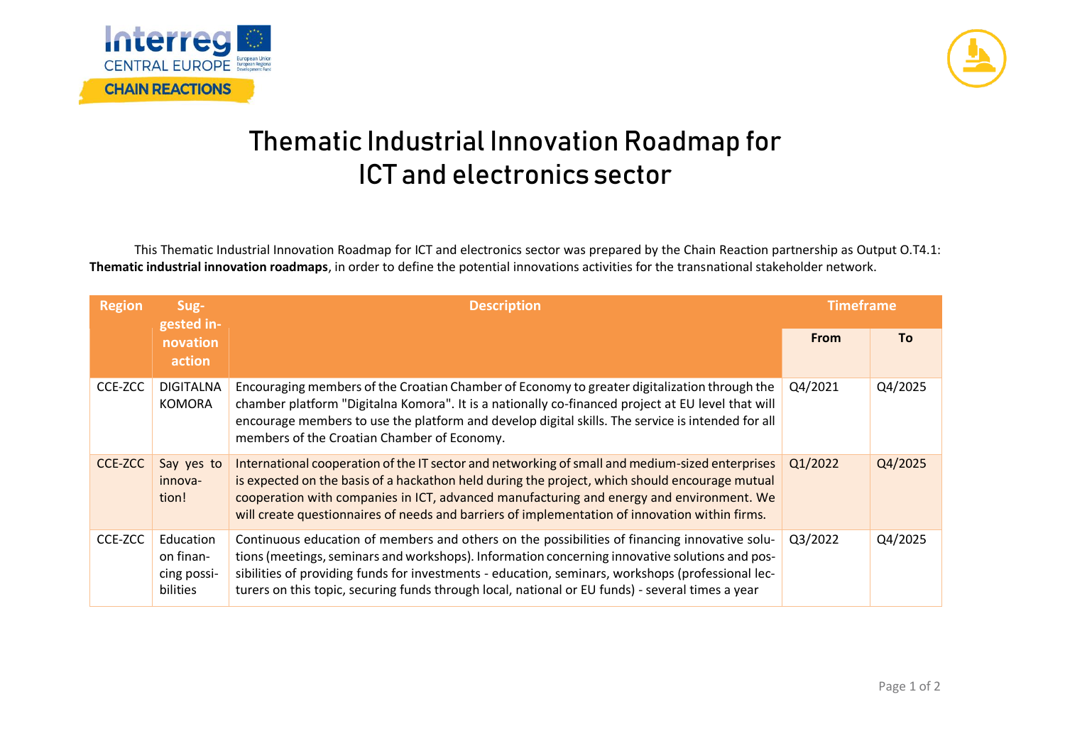# Thematic Industrial Innovation Roadmap for ICT and electronics sector

This Thematic Industrial Innovation Roadmap for ICT and electronics sector was prepared by the Chain Reaction partnership as Output O.T4.1: **Thematic industrial innovation roadmaps**, in order to define the potential innovations activities for the transnational stakeholder network.

| Region | Suggested innovation action | Description | Timeframe | |
|---|---|---|---|---|
| | | | From | To |
| CCE-ZCC | DIGITALNA KOMORA | Encouraging members of the Croatian Chamber of Economy to greater digitalization through the chamber platform "Digitalna Komora". It is a nationally co-financed project at EU level that will encourage members to use the platform and develop digital skills. The service is intended for all members of the Croatian Chamber of Economy. | Q4/2021 | Q4/2025 |
| CCE-ZCC | Say yes to innovation! | International cooperation of the IT sector and networking of small and medium-sized enterprises is expected on the basis of a hackathon held during the project, which should encourage mutual cooperation with companies in ICT, advanced manufacturing and energy and environment. We will create questionnaires of needs and barriers of implementation of innovation within firms. | Q1/2022 | Q4/2025 |
| CCE-ZCC | Education on financing possibilities | Continuous education of members and others on the possibilities of financing innovative solutions (meetings, seminars and workshops). Information concerning innovative solutions and possibilities of providing funds for investments - education, seminars, workshops (professional lecturers on this topic, securing funds through local, national or EU funds) - several times a year | Q3/2022 | Q4/2025 |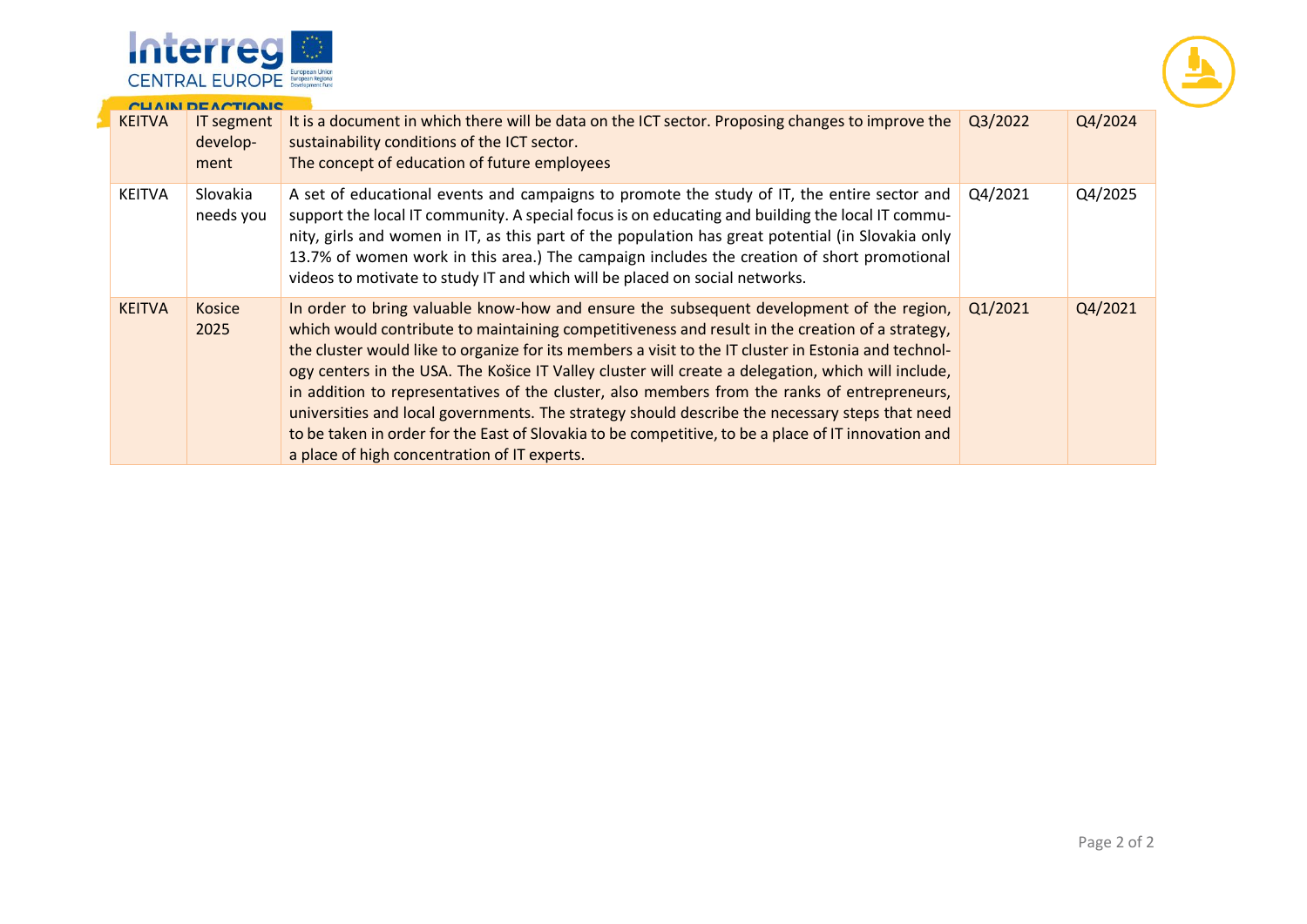| | | | | |
|---|---|---|---|---|
| KEITVA | IT segment development | It is a document in which there will be data on the ICT sector. Proposing changes to improve the sustainability conditions of the ICT sector.<br>The concept of education of future employees | Q3/2022 | Q4/2024 |
| KEITVA | Slovakia needs you | A set of educational events and campaigns to promote the study of IT, the entire sector and support the local IT community. A special focus is on educating and building the local IT community, girls and women in IT, as this part of the population has great potential (in Slovakia only 13.7% of women work in this area.) The campaign includes the creation of short promotional videos to motivate to study IT and which will be placed on social networks. | Q4/2021 | Q4/2025 |
| KEITVA | Kosice 2025 | In order to bring valuable know-how and ensure the subsequent development of the region, which would contribute to maintaining competitiveness and result in the creation of a strategy, the cluster would like to organize for its members a visit to the IT cluster in Estonia and technology centers in the USA. The Košice IT Valley cluster will create a delegation, which will include, in addition to representatives of the cluster, also members from the ranks of entrepreneurs, universities and local governments. The strategy should describe the necessary steps that need to be taken in order for the East of Slovakia to be competitive, to be a place of IT innovation and a place of high concentration of IT experts. | Q1/2021 | Q4/2021 |